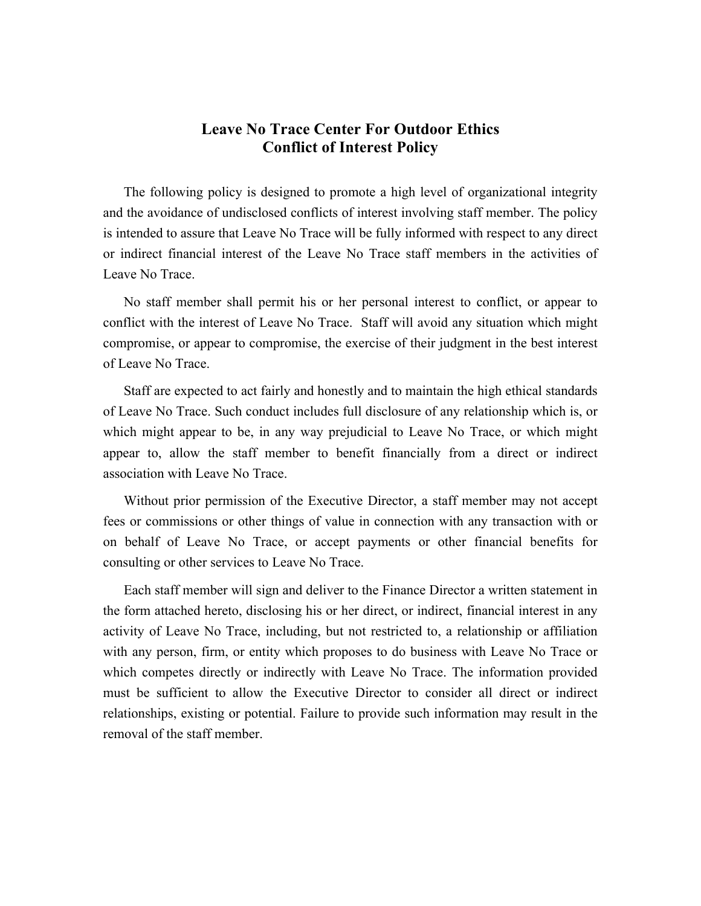# Leave No Trace Center For Outdoor Ethics
# Conflict of Interest Policy

The following policy is designed to promote a high level of organizational integrity and the avoidance of undisclosed conflicts of interest involving staff member. The policy is intended to assure that Leave No Trace will be fully informed with respect to any direct or indirect financial interest of the Leave No Trace staff members in the activities of Leave No Trace.

No staff member shall permit his or her personal interest to conflict, or appear to conflict with the interest of Leave No Trace. Staff will avoid any situation which might compromise, or appear to compromise, the exercise of their judgment in the best interest of Leave No Trace.

Staff are expected to act fairly and honestly and to maintain the high ethical standards of Leave No Trace. Such conduct includes full disclosure of any relationship which is, or which might appear to be, in any way prejudicial to Leave No Trace, or which might appear to, allow the staff member to benefit financially from a direct or indirect association with Leave No Trace.

Without prior permission of the Executive Director, a staff member may not accept fees or commissions or other things of value in connection with any transaction with or on behalf of Leave No Trace, or accept payments or other financial benefits for consulting or other services to Leave No Trace.

Each staff member will sign and deliver to the Finance Director a written statement in the form attached hereto, disclosing his or her direct, or indirect, financial interest in any activity of Leave No Trace, including, but not restricted to, a relationship or affiliation with any person, firm, or entity which proposes to do business with Leave No Trace or which competes directly or indirectly with Leave No Trace. The information provided must be sufficient to allow the Executive Director to consider all direct or indirect relationships, existing or potential. Failure to provide such information may result in the removal of the staff member.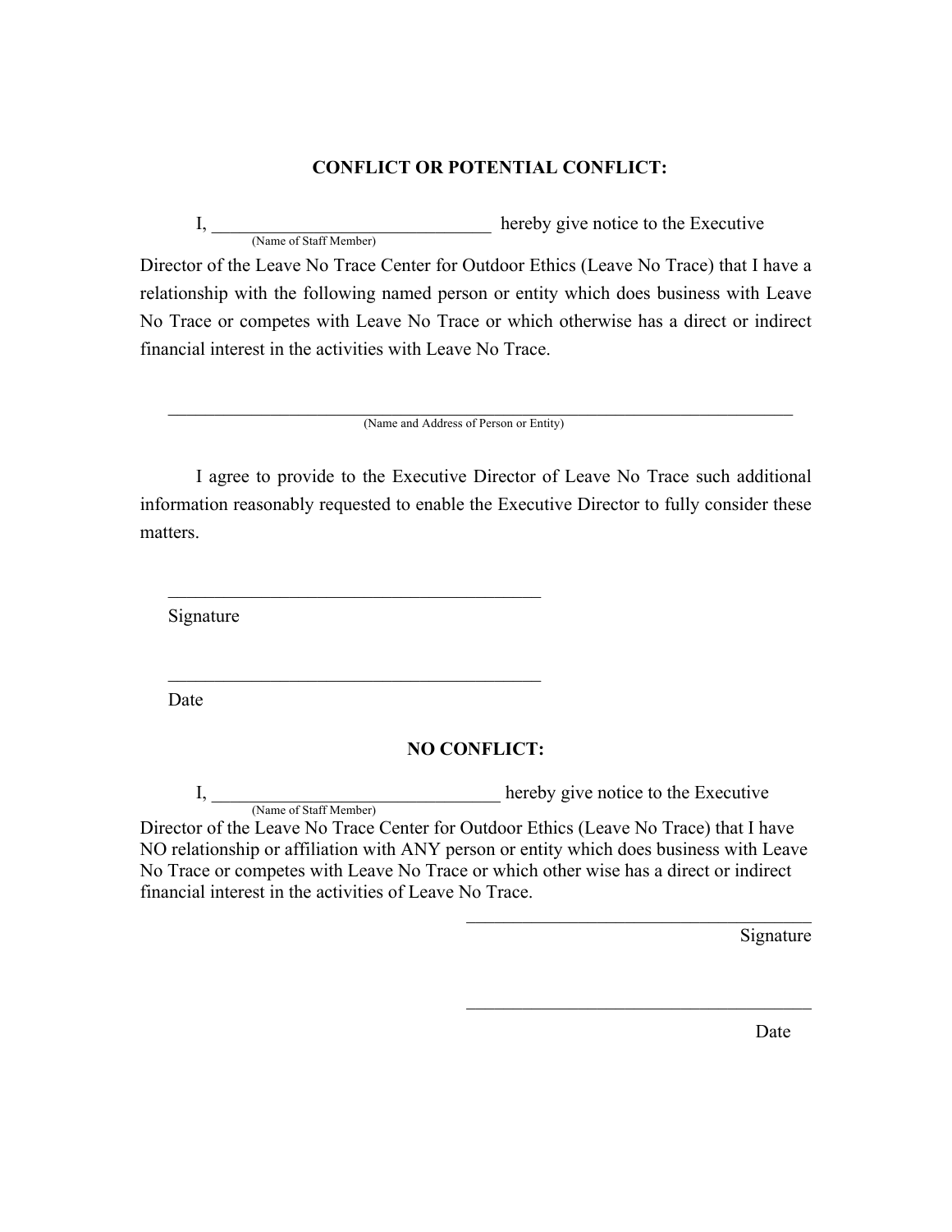## CONFLICT OR POTENTIAL CONFLICT:

I, ______________________________ hereby give notice to the Executive
(Name of Staff Member)

Director of the Leave No Trace Center for Outdoor Ethics (Leave No Trace) that I have a relationship with the following named person or entity which does business with Leave No Trace or competes with Leave No Trace or which otherwise has a direct or indirect financial interest in the activities with Leave No Trace.

______________________________________________________________________
(Name and Address of Person or Entity)

I agree to provide to the Executive Director of Leave No Trace such additional information reasonably requested to enable the Executive Director to fully consider these matters.

_________________________________________
Signature

_________________________________________
Date

## NO CONFLICT:

I, ______________________________ hereby give notice to the Executive
(Name of Staff Member)

Director of the Leave No Trace Center for Outdoor Ethics (Leave No Trace) that I have NO relationship or affiliation with ANY person or entity which does business with Leave No Trace or competes with Leave No Trace or which other wise has a direct or indirect financial interest in the activities of Leave No Trace.

_____________________________________
Signature

_____________________________________
Date